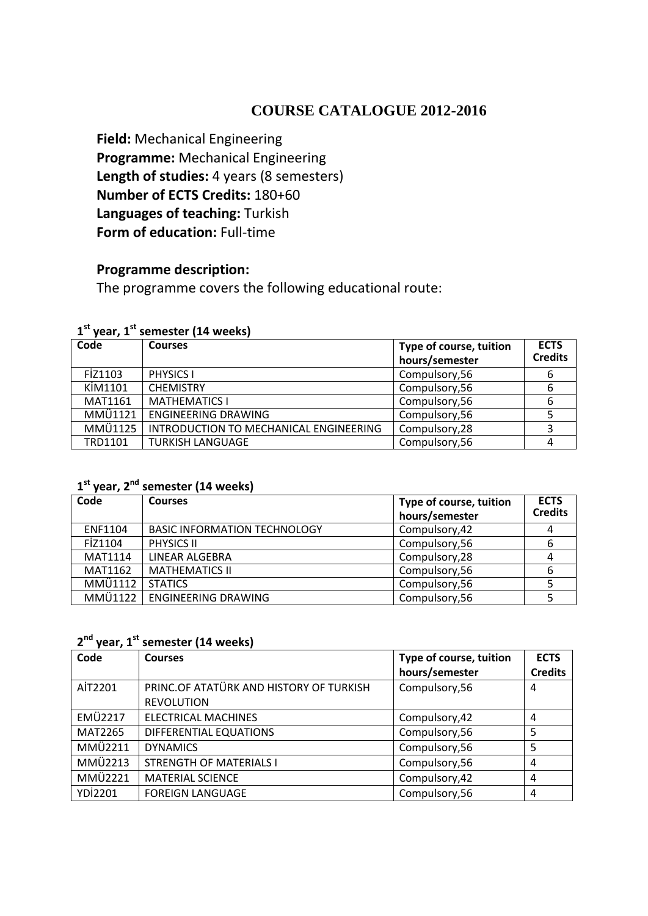# COURSE CATALOGUE 2012-2016

**Field:** Mechanical Engineering
**Programme:** Mechanical Engineering
**Length of studies:** 4 years (8 semesters)
**Number of ECTS Credits:** 180+60
**Languages of teaching:** Turkish
**Form of education:** Full-time

**Programme description:**
The programme covers the following educational route:

**1st year, 1st semester (14 weeks)**

| Code | Courses | Type of course, tuition hours/semester | ECTS Credits |
|---|---|---|---|
| FİZ1103 | PHYSICS I | Compulsory,56 | 6 |
| KİM1101 | CHEMISTRY | Compulsory,56 | 6 |
| MAT1161 | MATHEMATICS I | Compulsory,56 | 6 |
| MMÜ1121 | ENGINEERING DRAWING | Compulsory,56 | 5 |
| MMÜ1125 | INTRODUCTION TO MECHANICAL ENGINEERING | Compulsory,28 | 3 |
| TRD1101 | TURKISH LANGUAGE | Compulsory,56 | 4 |

**1st year, 2nd semester (14 weeks)**

| Code | Courses | Type of course, tuition hours/semester | ECTS Credits |
|---|---|---|---|
| ENF1104 | BASIC INFORMATION TECHNOLOGY | Compulsory,42 | 4 |
| FİZ1104 | PHYSICS II | Compulsory,56 | 6 |
| MAT1114 | LINEAR ALGEBRA | Compulsory,28 | 4 |
| MAT1162 | MATHEMATICS II | Compulsory,56 | 6 |
| MMÜ1112 | STATICS | Compulsory,56 | 5 |
| MMÜ1122 | ENGINEERING DRAWING | Compulsory,56 | 5 |

**2nd year, 1st semester (14 weeks)**

| Code | Courses | Type of course, tuition hours/semester | ECTS Credits |
|---|---|---|---|
| AİT2201 | PRINC.OF ATATÜRK AND HISTORY OF TURKISH REVOLUTION | Compulsory,56 | 4 |
| EMÜ2217 | ELECTRICAL MACHINES | Compulsory,42 | 4 |
| MAT2265 | DIFFERENTIAL EQUATIONS | Compulsory,56 | 5 |
| MMÜ2211 | DYNAMICS | Compulsory,56 | 5 |
| MMÜ2213 | STRENGTH OF MATERIALS I | Compulsory,56 | 4 |
| MMÜ2221 | MATERIAL SCIENCE | Compulsory,42 | 4 |
| YDİ2201 | FOREIGN LANGUAGE | Compulsory,56 | 4 |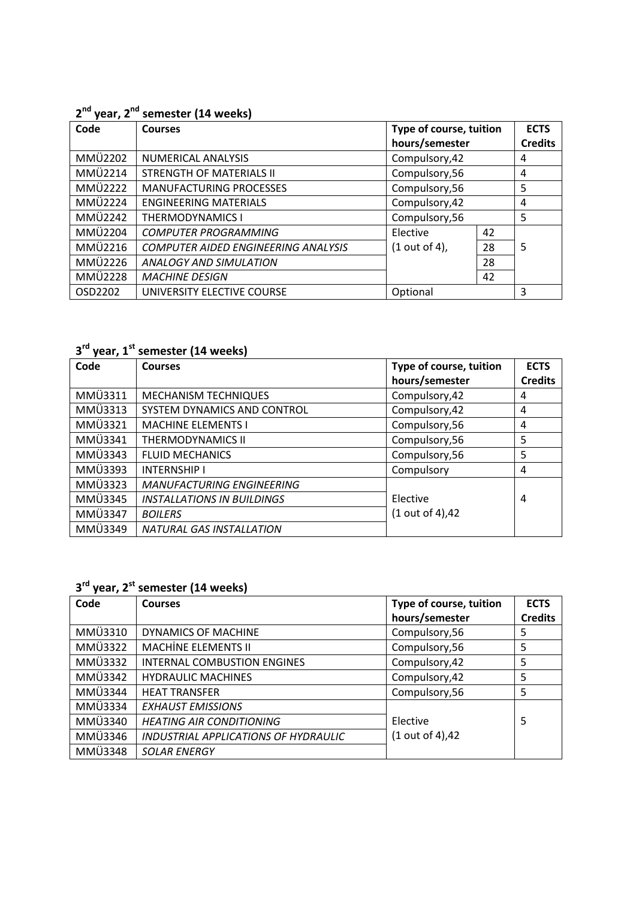### 2nd year, 2nd semester (14 weeks)

| Code | Courses | Type of course, tuition hours/semester | | ECTS Credits |
|---|---|---|---|---|
| MMÜ2202 | NUMERICAL ANALYSIS | Compulsory,42 | | 4 |
| MMÜ2214 | STRENGTH OF MATERIALS II | Compulsory,56 | | 4 |
| MMÜ2222 | MANUFACTURING PROCESSES | Compulsory,56 | | 5 |
| MMÜ2224 | ENGINEERING MATERIALS | Compulsory,42 | | 4 |
| MMÜ2242 | THERMODYNAMICS I | Compulsory,56 | | 5 |
| MMÜ2204 | *COMPUTER PROGRAMMING* | Elective (1 out of 4), | 42 | 5 |
| MMÜ2216 | *COMPUTER AIDED ENGINEERING ANALYSIS* | | 28 | |
| MMÜ2226 | *ANALOGY AND SIMULATION* | | 28 | |
| MMÜ2228 | *MACHINE DESIGN* | | 42 | |
| OSD2202 | UNIVERSITY ELECTIVE COURSE | Optional | | 3 |

### 3rd year, 1st semester (14 weeks)

| Code | Courses | Type of course, tuition hours/semester | ECTS Credits |
|---|---|---|---|
| MMÜ3311 | MECHANISM TECHNIQUES | Compulsory,42 | 4 |
| MMÜ3313 | SYSTEM DYNAMICS AND CONTROL | Compulsory,42 | 4 |
| MMÜ3321 | MACHINE ELEMENTS I | Compulsory,56 | 4 |
| MMÜ3341 | THERMODYNAMICS II | Compulsory,56 | 5 |
| MMÜ3343 | FLUID MECHANICS | Compulsory,56 | 5 |
| MMÜ3393 | INTERNSHIP I | Compulsory | 4 |
| MMÜ3323 | *MANUFACTURING ENGINEERING* | Elective (1 out of 4),42 | 4 |
| MMÜ3345 | *INSTALLATIONS IN BUILDINGS* | | |
| MMÜ3347 | *BOILERS* | | |
| MMÜ3349 | *NATURAL GAS INSTALLATION* | | |

### 3rd year, 2st semester (14 weeks)

| Code | Courses | Type of course, tuition hours/semester | ECTS Credits |
|---|---|---|---|
| MMÜ3310 | DYNAMICS OF MACHINE | Compulsory,56 | 5 |
| MMÜ3322 | MACHİNE ELEMENTS II | Compulsory,56 | 5 |
| MMÜ3332 | INTERNAL COMBUSTION ENGINES | Compulsory,42 | 5 |
| MMÜ3342 | HYDRAULIC MACHINES | Compulsory,42 | 5 |
| MMÜ3344 | HEAT TRANSFER | Compulsory,56 | 5 |
| MMÜ3334 | *EXHAUST EMISSIONS* | Elective (1 out of 4),42 | 5 |
| MMÜ3340 | *HEATING AIR CONDITIONING* | | |
| MMÜ3346 | *INDUSTRIAL APPLICATIONS OF HYDRAULIC* | | |
| MMÜ3348 | *SOLAR ENERGY* | | |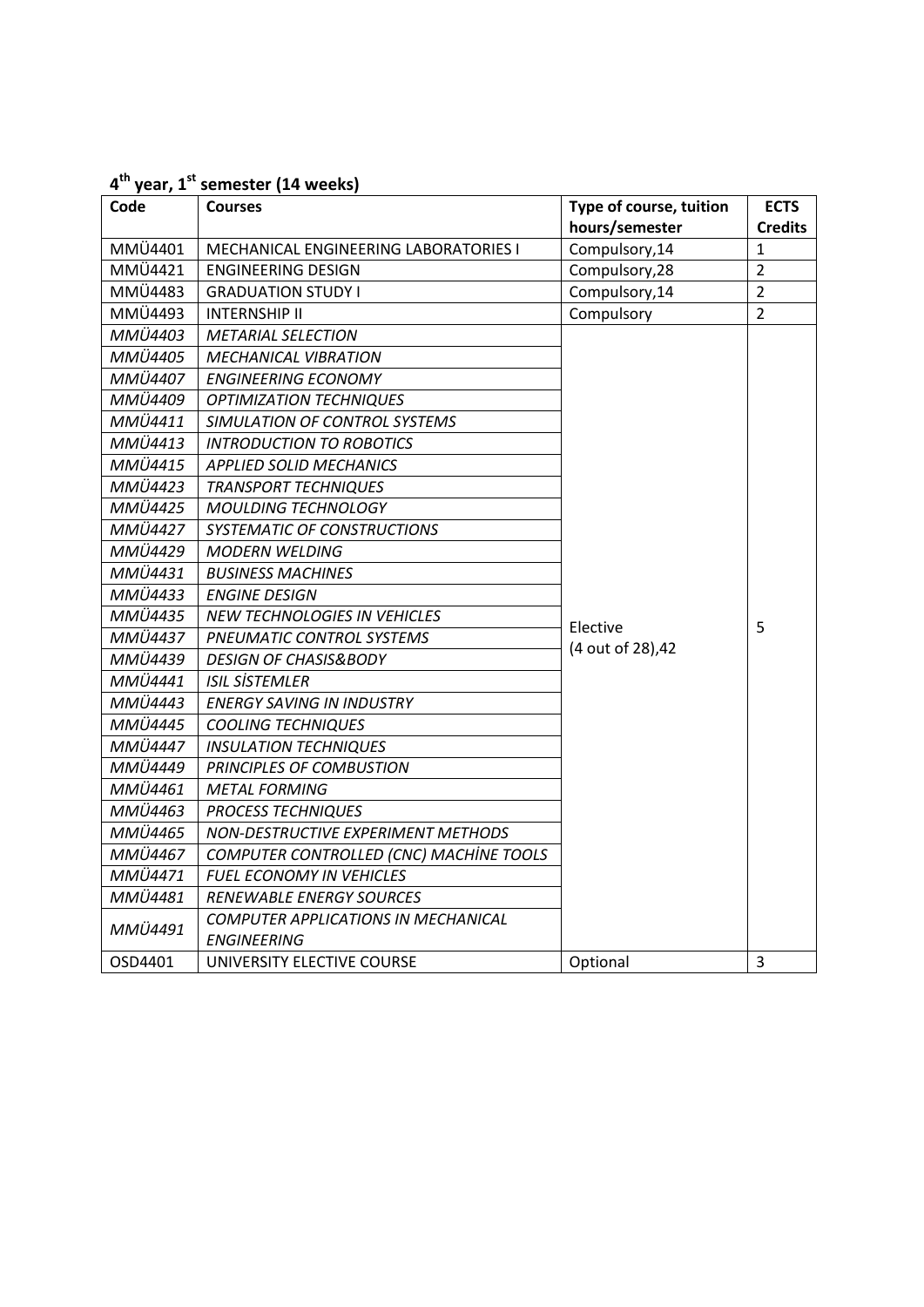**4th year, 1st semester (14 weeks)**

| Code | Courses | Type of course, tuition hours/semester | ECTS Credits |
|---|---|---|---|
| MMÜ4401 | MECHANICAL ENGINEERING LABORATORIES I | Compulsory,14 | 1 |
| MMÜ4421 | ENGINEERING DESIGN | Compulsory,28 | 2 |
| MMÜ4483 | GRADUATION STUDY I | Compulsory,14 | 2 |
| MMÜ4493 | INTERNSHIP II | Compulsory | 2 |
| *MMÜ4403* | *METARIAL SELECTION* | Elective (4 out of 28),42 | 5 |
| *MMÜ4405* | *MECHANICAL VIBRATION* | | |
| *MMÜ4407* | *ENGINEERING ECONOMY* | | |
| *MMÜ4409* | *OPTIMIZATION TECHNIQUES* | | |
| *MMÜ4411* | *SIMULATION OF CONTROL SYSTEMS* | | |
| *MMÜ4413* | *INTRODUCTION TO ROBOTICS* | | |
| *MMÜ4415* | *APPLIED SOLID MECHANICS* | | |
| *MMÜ4423* | *TRANSPORT TECHNIQUES* | | |
| *MMÜ4425* | *MOULDING TECHNOLOGY* | | |
| *MMÜ4427* | *SYSTEMATIC OF CONSTRUCTIONS* | | |
| *MMÜ4429* | *MODERN WELDING* | | |
| *MMÜ4431* | *BUSINESS MACHINES* | | |
| *MMÜ4433* | *ENGINE DESIGN* | | |
| *MMÜ4435* | *NEW TECHNOLOGIES IN VEHICLES* | | |
| *MMÜ4437* | *PNEUMATIC CONTROL SYSTEMS* | | |
| *MMÜ4439* | *DESIGN OF CHASIS&BODY* | | |
| *MMÜ4441* | *ISIL SİSTEMLER* | | |
| *MMÜ4443* | *ENERGY SAVING IN INDUSTRY* | | |
| *MMÜ4445* | *COOLING TECHNIQUES* | | |
| *MMÜ4447* | *INSULATION TECHNIQUES* | | |
| *MMÜ4449* | *PRINCIPLES OF COMBUSTION* | | |
| *MMÜ4461* | *METAL FORMING* | | |
| *MMÜ4463* | *PROCESS TECHNIQUES* | | |
| *MMÜ4465* | *NON-DESTRUCTIVE EXPERIMENT METHODS* | | |
| *MMÜ4467* | *COMPUTER CONTROLLED (CNC) MACHİNE TOOLS* | | |
| *MMÜ4471* | *FUEL ECONOMY IN VEHICLES* | | |
| *MMÜ4481* | *RENEWABLE ENERGY SOURCES* | | |
| *MMÜ4491* | *COMPUTER APPLICATIONS IN MECHANICAL ENGINEERING* | | |
| OSD4401 | UNIVERSITY ELECTIVE COURSE | Optional | 3 |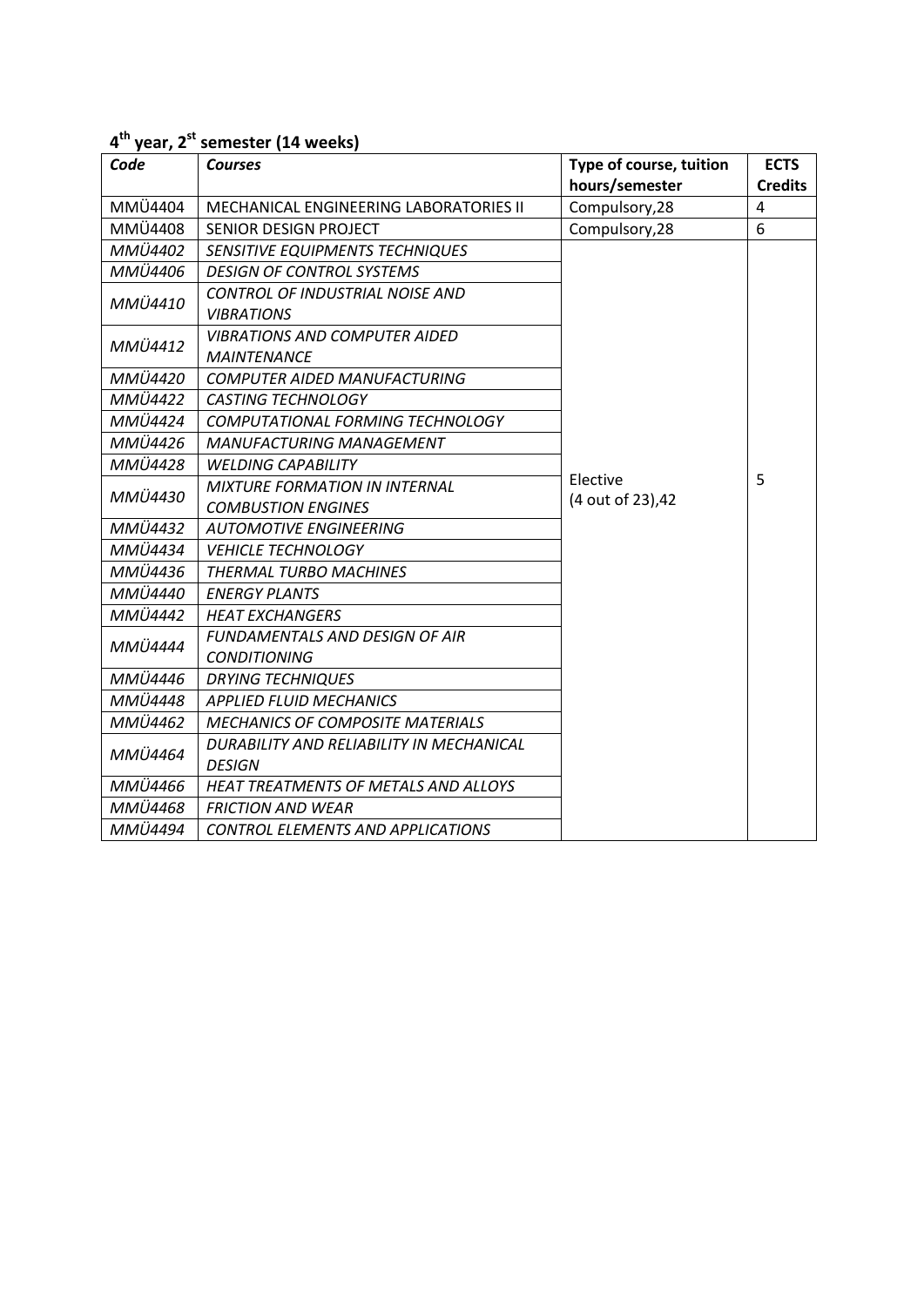**4th year, 2st semester (14 weeks)**

| *Code* | *Courses* | Type of course, tuition hours/semester | ECTS Credits |
|---|---|---|---|
| MMÜ4404 | MECHANICAL ENGINEERING LABORATORIES II | Compulsory,28 | 4 |
| MMÜ4408 | SENIOR DESIGN PROJECT | Compulsory,28 | 6 |
| *MMÜ4402* | *SENSITIVE EQUIPMENTS TECHNIQUES* | Elective (4 out of 23),42 | 5 |
| *MMÜ4406* | *DESIGN OF CONTROL SYSTEMS* | | |
| *MMÜ4410* | *CONTROL OF INDUSTRIAL NOISE AND VIBRATIONS* | | |
| *MMÜ4412* | *VIBRATIONS AND COMPUTER AIDED MAINTENANCE* | | |
| *MMÜ4420* | *COMPUTER AIDED MANUFACTURING* | | |
| *MMÜ4422* | *CASTING TECHNOLOGY* | | |
| *MMÜ4424* | *COMPUTATIONAL FORMING TECHNOLOGY* | | |
| *MMÜ4426* | *MANUFACTURING MANAGEMENT* | | |
| *MMÜ4428* | *WELDING CAPABILITY* | | |
| *MMÜ4430* | *MIXTURE FORMATION IN INTERNAL COMBUSTION ENGINES* | | |
| *MMÜ4432* | *AUTOMOTIVE ENGINEERING* | | |
| *MMÜ4434* | *VEHICLE TECHNOLOGY* | | |
| *MMÜ4436* | *THERMAL TURBO MACHINES* | | |
| *MMÜ4440* | *ENERGY PLANTS* | | |
| *MMÜ4442* | *HEAT EXCHANGERS* | | |
| *MMÜ4444* | *FUNDAMENTALS AND DESIGN OF AIR CONDITIONING* | | |
| *MMÜ4446* | *DRYING TECHNIQUES* | | |
| *MMÜ4448* | *APPLIED FLUID MECHANICS* | | |
| *MMÜ4462* | *MECHANICS OF COMPOSITE MATERIALS* | | |
| *MMÜ4464* | *DURABILITY AND RELIABILITY IN MECHANICAL DESIGN* | | |
| *MMÜ4466* | *HEAT TREATMENTS OF METALS AND ALLOYS* | | |
| *MMÜ4468* | *FRICTION AND WEAR* | | |
| *MMÜ4494* | *CONTROL ELEMENTS AND APPLICATIONS* | | |